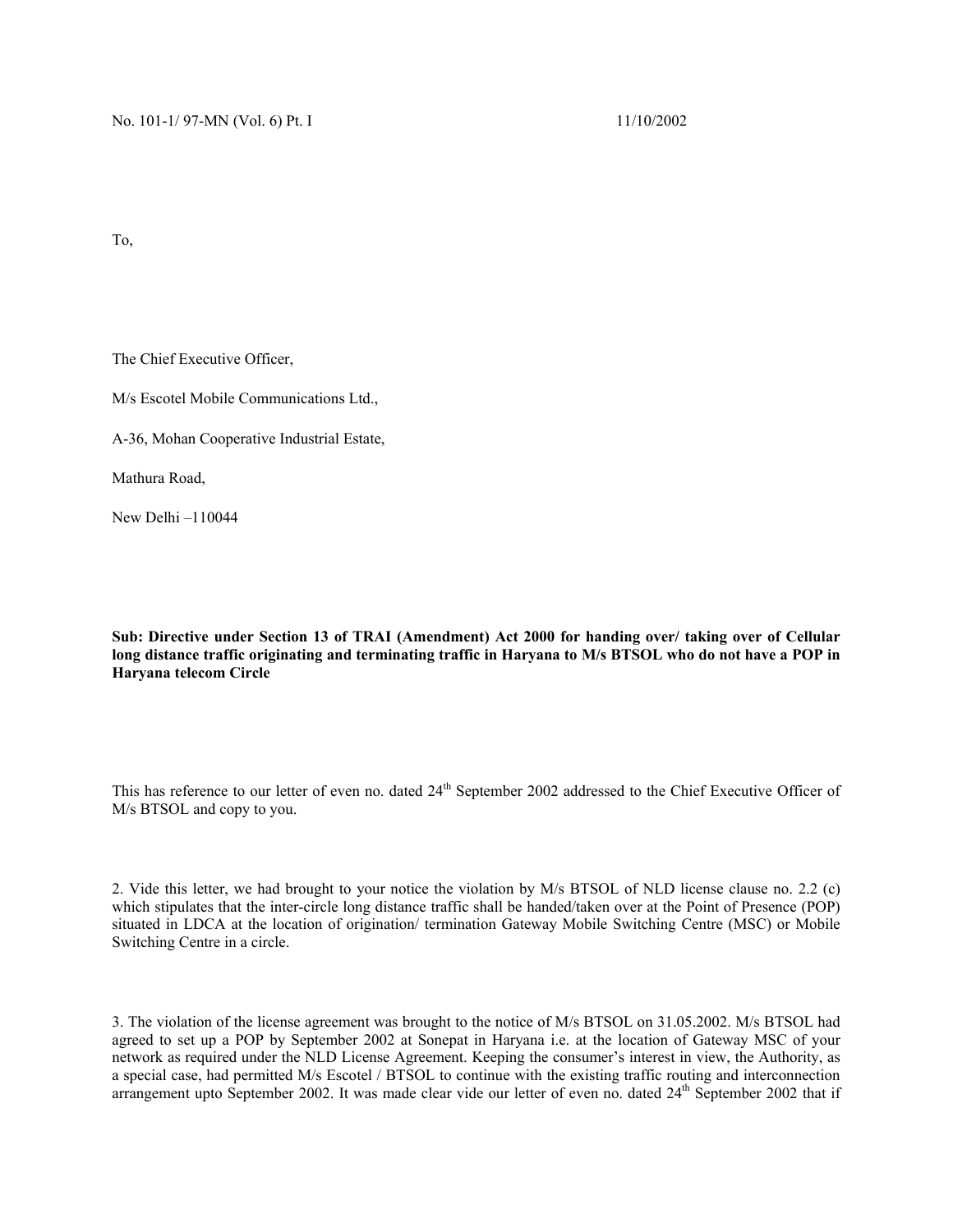No. 101-1/ 97-MN (Vol. 6) Pt. I 11/10/2002

To,

The Chief Executive Officer,

M/s Escotel Mobile Communications Ltd.,

A-36, Mohan Cooperative Industrial Estate,

Mathura Road,

New Delhi –110044

**Sub: Directive under Section 13 of TRAI (Amendment) Act 2000 for handing over/ taking over of Cellular long distance traffic originating and terminating traffic in Haryana to M/s BTSOL who do not have a POP in Haryana telecom Circle**

This has reference to our letter of even no. dated 24th September 2002 addressed to the Chief Executive Officer of M/s BTSOL and copy to you.

2. Vide this letter, we had brought to your notice the violation by M/s BTSOL of NLD license clause no. 2.2 (c) which stipulates that the inter-circle long distance traffic shall be handed/taken over at the Point of Presence (POP) situated in LDCA at the location of origination/ termination Gateway Mobile Switching Centre (MSC) or Mobile Switching Centre in a circle.

3. The violation of the license agreement was brought to the notice of M/s BTSOL on 31.05.2002. M/s BTSOL had agreed to set up a POP by September 2002 at Sonepat in Haryana i.e. at the location of Gateway MSC of your network as required under the NLD License Agreement. Keeping the consumer's interest in view, the Authority, as a special case, had permitted M/s Escotel / BTSOL to continue with the existing traffic routing and interconnection arrangement upto September 2002. It was made clear vide our letter of even no. dated 24th September 2002 that if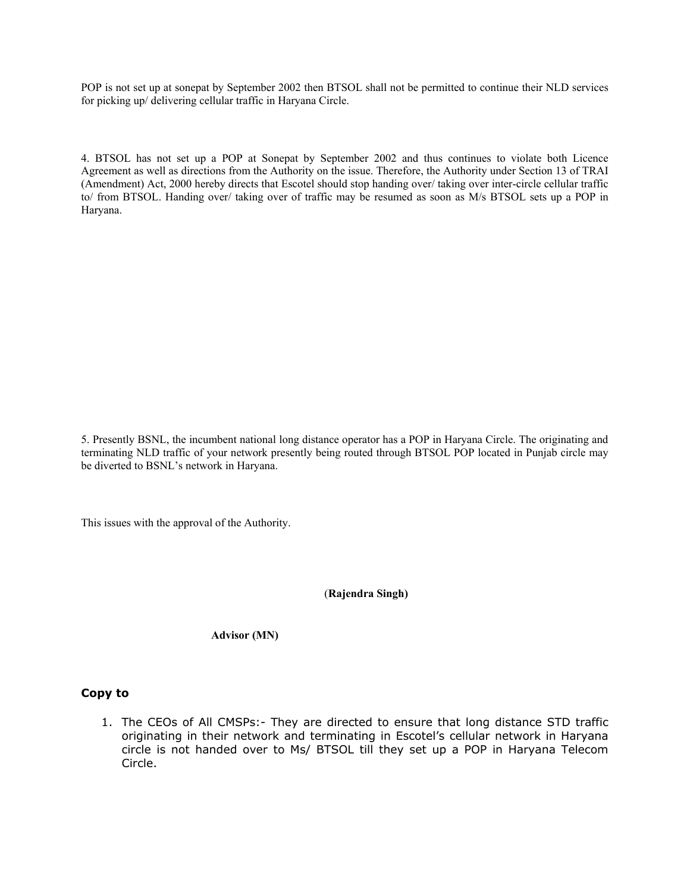POP is not set up at sonepat by September 2002 then BTSOL shall not be permitted to continue their NLD services for picking up/ delivering cellular traffic in Haryana Circle.

4. BTSOL has not set up a POP at Sonepat by September 2002 and thus continues to violate both Licence Agreement as well as directions from the Authority on the issue. Therefore, the Authority under Section 13 of TRAI (Amendment) Act, 2000 hereby directs that Escotel should stop handing over/ taking over inter-circle cellular traffic to/ from BTSOL. Handing over/ taking over of traffic may be resumed as soon as M/s BTSOL sets up a POP in Haryana.

5. Presently BSNL, the incumbent national long distance operator has a POP in Haryana Circle. The originating and terminating NLD traffic of your network presently being routed through BTSOL POP located in Punjab circle may be diverted to BSNL's network in Haryana.

This issues with the approval of the Authority.

(**Rajendra Singh)**

**Advisor (MN)**

**Copy to**

1. The CEOs of All CMSPs:- They are directed to ensure that long distance STD traffic originating in their network and terminating in Escotel's cellular network in Haryana circle is not handed over to Ms/ BTSOL till they set up a POP in Haryana Telecom Circle.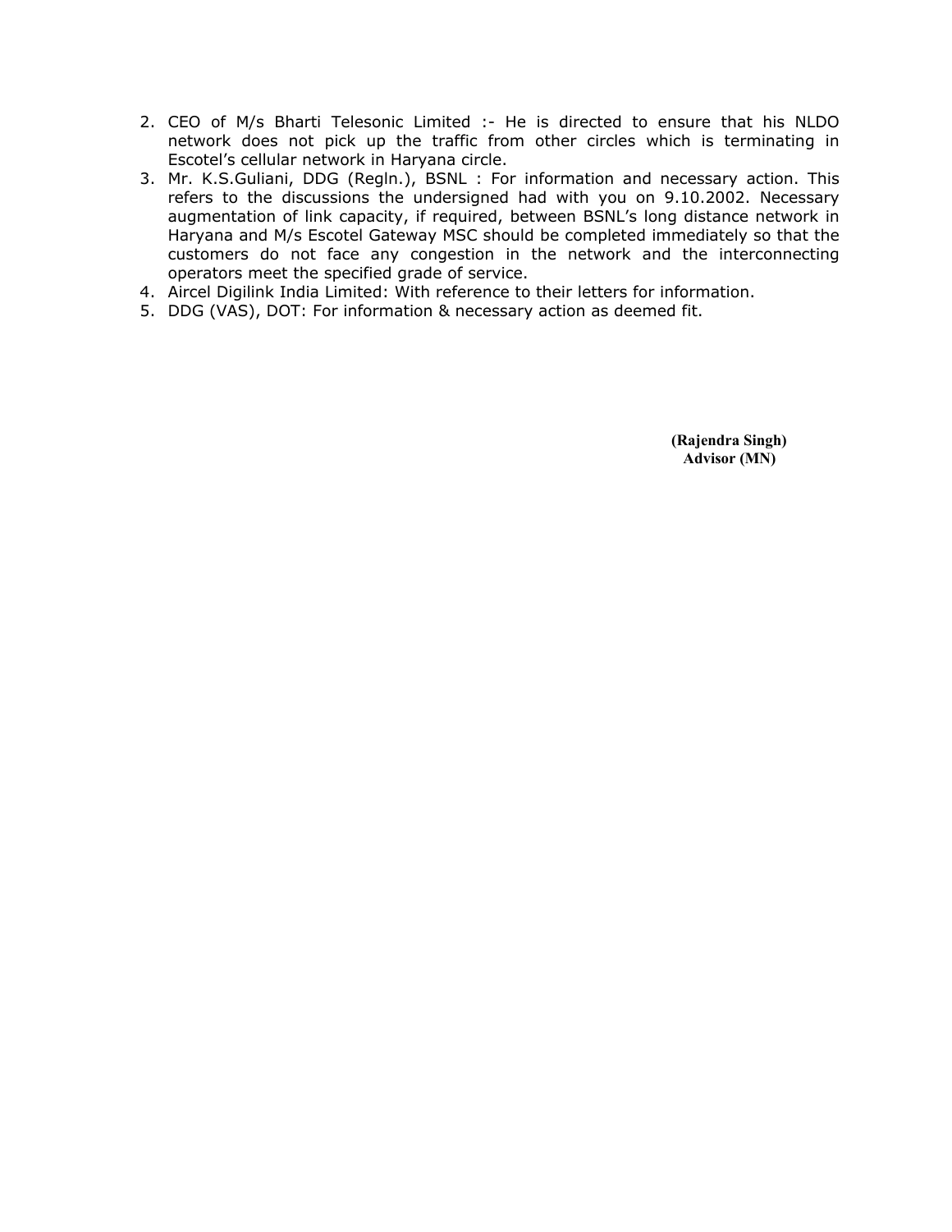2. CEO of M/s Bharti Telesonic Limited :- He is directed to ensure that his NLDO network does not pick up the traffic from other circles which is terminating in Escotel's cellular network in Haryana circle.
3. Mr. K.S.Guliani, DDG (Regln.), BSNL : For information and necessary action. This refers to the discussions the undersigned had with you on 9.10.2002. Necessary augmentation of link capacity, if required, between BSNL's long distance network in Haryana and M/s Escotel Gateway MSC should be completed immediately so that the customers do not face any congestion in the network and the interconnecting operators meet the specified grade of service.
4. Aircel Digilink India Limited: With reference to their letters for information.
5. DDG (VAS), DOT: For information & necessary action as deemed fit.

**(Rajendra Singh)**
**Advisor (MN)**